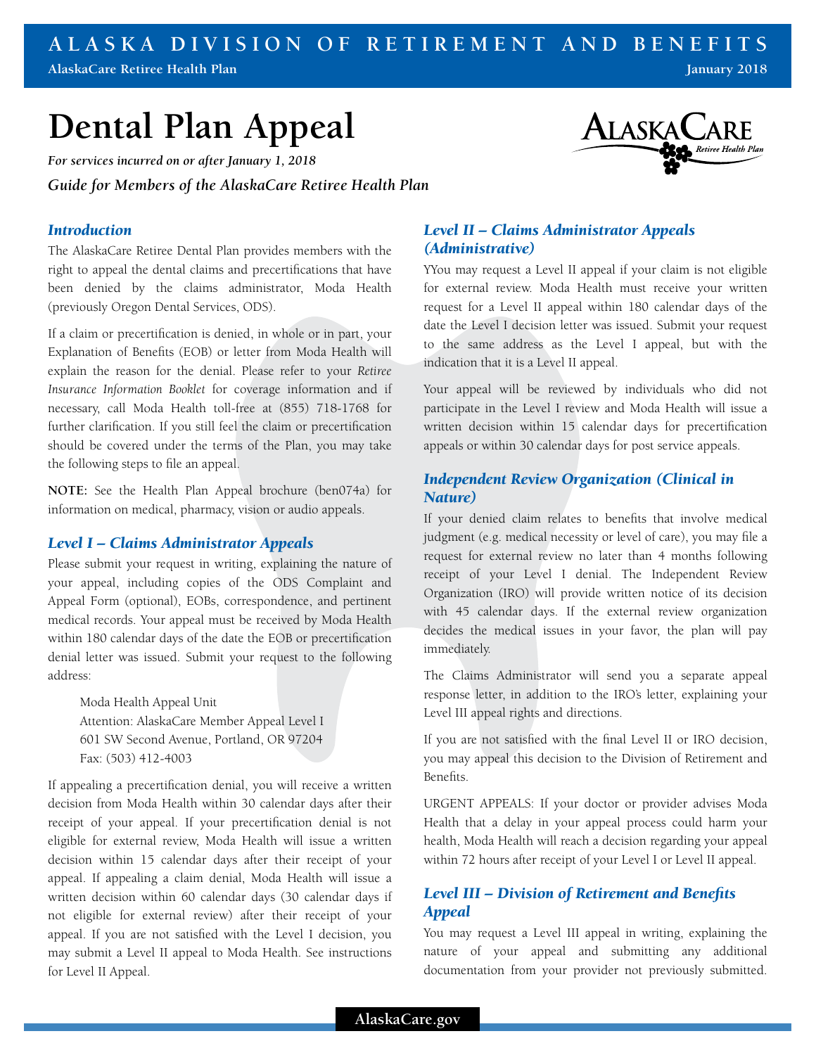# Dental Plan Appeal

***For services incurred on or after January 1, 2018***

***Guide for Members of the AlaskaCare Retiree Health Plan***

## *Introduction*

The AlaskaCare Retiree Dental Plan provides members with the right to appeal the dental claims and precertifications that have been denied by the claims administrator, Moda Health (previously Oregon Dental Services, ODS).

If a claim or precertification is denied, in whole or in part, your Explanation of Benefits (EOB) or letter from Moda Health will explain the reason for the denial. Please refer to your *Retiree Insurance Information Booklet* for coverage information and if necessary, call Moda Health toll-free at (855) 718-1768 for further clarification. If you still feel the claim or precertification should be covered under the terms of the Plan, you may take the following steps to file an appeal.

**NOTE:** See the Health Plan Appeal brochure (ben074a) for information on medical, pharmacy, vision or audio appeals.

## *Level I – Claims Administrator Appeals*

Please submit your request in writing, explaining the nature of your appeal, including copies of the ODS Complaint and Appeal Form (optional), EOBs, correspondence, and pertinent medical records. Your appeal must be received by Moda Health within 180 calendar days of the date the EOB or precertification denial letter was issued. Submit your request to the following address:

Moda Health Appeal Unit
Attention: AlaskaCare Member Appeal Level I
601 SW Second Avenue, Portland, OR 97204
Fax: (503) 412-4003

If appealing a precertification denial, you will receive a written decision from Moda Health within 30 calendar days after their receipt of your appeal. If your precertification denial is not eligible for external review, Moda Health will issue a written decision within 15 calendar days after their receipt of your appeal. If appealing a claim denial, Moda Health will issue a written decision within 60 calendar days (30 calendar days if not eligible for external review) after their receipt of your appeal. If you are not satisfied with the Level I decision, you may submit a Level II appeal to Moda Health. See instructions for Level II Appeal.

## *Level II – Claims Administrator Appeals (Administrative)*

YYou may request a Level II appeal if your claim is not eligible for external review. Moda Health must receive your written request for a Level II appeal within 180 calendar days of the date the Level I decision letter was issued. Submit your request to the same address as the Level I appeal, but with the indication that it is a Level II appeal.

Your appeal will be reviewed by individuals who did not participate in the Level I review and Moda Health will issue a written decision within 15 calendar days for precertification appeals or within 30 calendar days for post service appeals.

## *Independent Review Organization (Clinical in Nature)*

If your denied claim relates to benefits that involve medical judgment (e.g. medical necessity or level of care), you may file a request for external review no later than 4 months following receipt of your Level I denial. The Independent Review Organization (IRO) will provide written notice of its decision with 45 calendar days. If the external review organization decides the medical issues in your favor, the plan will pay immediately.

The Claims Administrator will send you a separate appeal response letter, in addition to the IRO's letter, explaining your Level III appeal rights and directions.

If you are not satisfied with the final Level II or IRO decision, you may appeal this decision to the Division of Retirement and Benefits.

URGENT APPEALS: If your doctor or provider advises Moda Health that a delay in your appeal process could harm your health, Moda Health will reach a decision regarding your appeal within 72 hours after receipt of your Level I or Level II appeal.

## *Level III – Division of Retirement and Benefits Appeal*

You may request a Level III appeal in writing, explaining the nature of your appeal and submitting any additional documentation from your provider not previously submitted.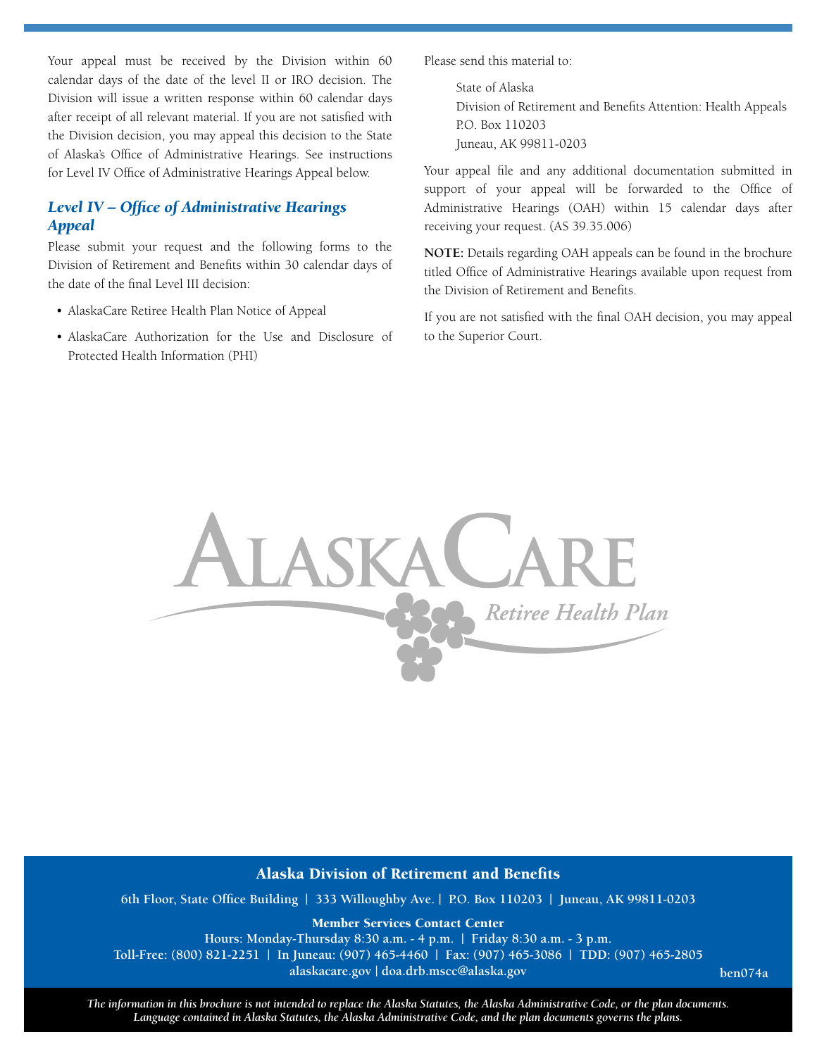Your appeal must be received by the Division within 60 calendar days of the date of the level II or IRO decision. The Division will issue a written response within 60 calendar days after receipt of all relevant material. If you are not satisfied with the Division decision, you may appeal this decision to the State of Alaska's Office of Administrative Hearings. See instructions for Level IV Office of Administrative Hearings Appeal below.

### *Level IV – Office of Administrative Hearings Appeal*

Please submit your request and the following forms to the Division of Retirement and Benefits within 30 calendar days of the date of the final Level III decision:

- AlaskaCare Retiree Health Plan Notice of Appeal
- AlaskaCare Authorization for the Use and Disclosure of Protected Health Information (PHI)

Please send this material to:

State of Alaska
Division of Retirement and Benefits Attention: Health Appeals
P.O. Box 110203
Juneau, AK 99811-0203

Your appeal file and any additional documentation submitted in support of your appeal will be forwarded to the Office of Administrative Hearings (OAH) within 15 calendar days after receiving your request. (AS 39.35.006)

**NOTE:** Details regarding OAH appeals can be found in the brochure titled Office of Administrative Hearings available upon request from the Division of Retirement and Benefits.

If you are not satisfied with the final OAH decision, you may appeal to the Superior Court.

AlaskaCare
Retiree Health Plan

**Alaska Division of Retirement and Benefits**

**6th Floor, State Office Building | 333 Willoughby Ave. | P.O. Box 110203 | Juneau, AK 99811-0203**

**Member Services Contact Center**
**Hours: Monday-Thursday 8:30 a.m. - 4 p.m. | Friday 8:30 a.m. - 3 p.m.**
**Toll-Free: (800) 821-2251 | In Juneau: (907) 465-4460 | Fax: (907) 465-3086 | TDD: (907) 465-2805**
**alaskacare.gov | doa.drb.mscc@alaska.gov**

**ben074a**

***The information in this brochure is not intended to replace the Alaska Statutes, the Alaska Administrative Code, or the plan documents. Language contained in Alaska Statutes, the Alaska Administrative Code, and the plan documents governs the plans.***